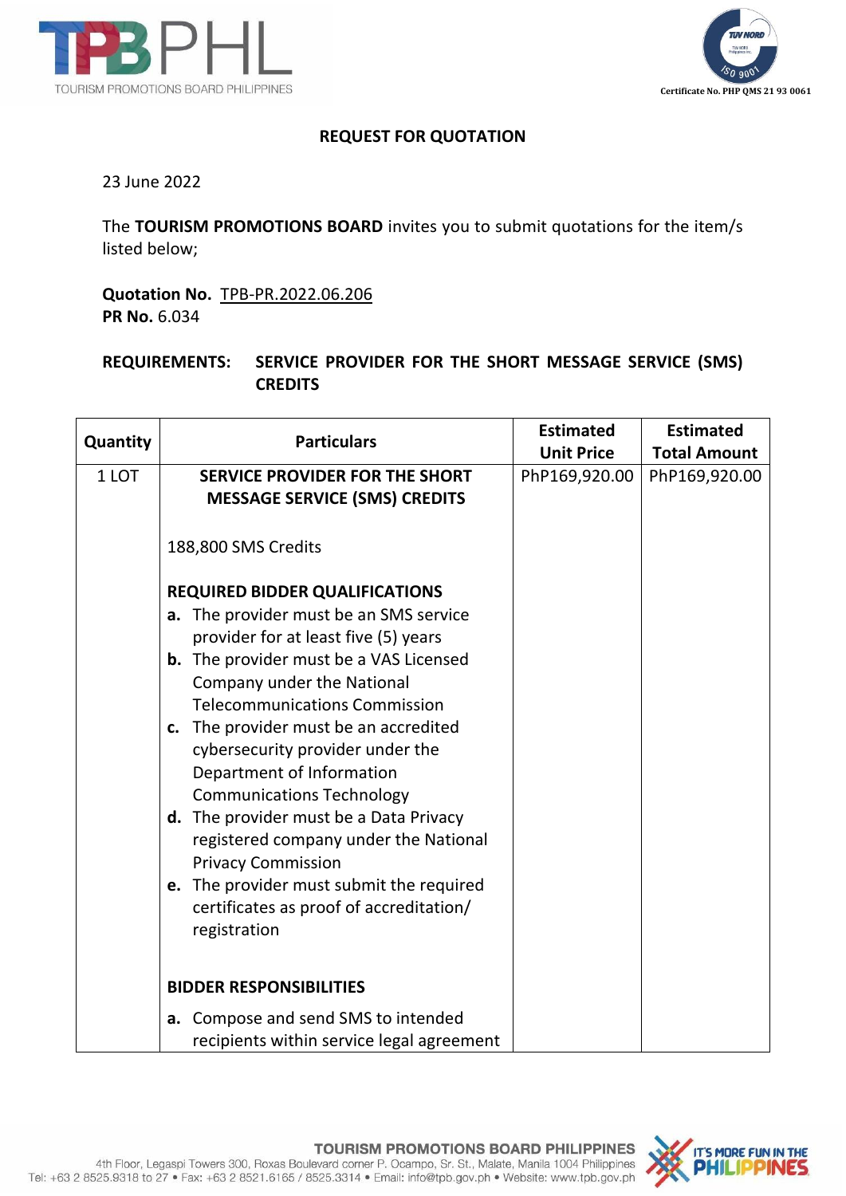## REQUEST FOR QUOTATION

23 June 2022

The **TOURISM PROMOTIONS BOARD** invites you to submit quotations for the item/s listed below;

**Quotation No.** TPB-PR.2022.06.206
**PR No.** 6.034

**REQUIREMENTS: SERVICE PROVIDER FOR THE SHORT MESSAGE SERVICE (SMS) CREDITS**

| Quantity | Particulars | Estimated Unit Price | Estimated Total Amount |
|---|---|---|---|
| 1 LOT | **SERVICE PROVIDER FOR THE SHORT MESSAGE SERVICE (SMS) CREDITS**<br><br>188,800 SMS Credits<br><br>**REQUIRED BIDDER QUALIFICATIONS**<br>**a.** The provider must be an SMS service provider for at least five (5) years<br>**b.** The provider must be a VAS Licensed Company under the National Telecommunications Commission<br>**c.** The provider must be an accredited cybersecurity provider under the Department of Information Communications Technology<br>**d.** The provider must be a Data Privacy registered company under the National Privacy Commission<br>**e.** The provider must submit the required certificates as proof of accreditation/ registration<br><br>**BIDDER RESPONSIBILITIES**<br>**a.** Compose and send SMS to intended recipients within service legal agreement | PhP169,920.00 | PhP169,920.00 |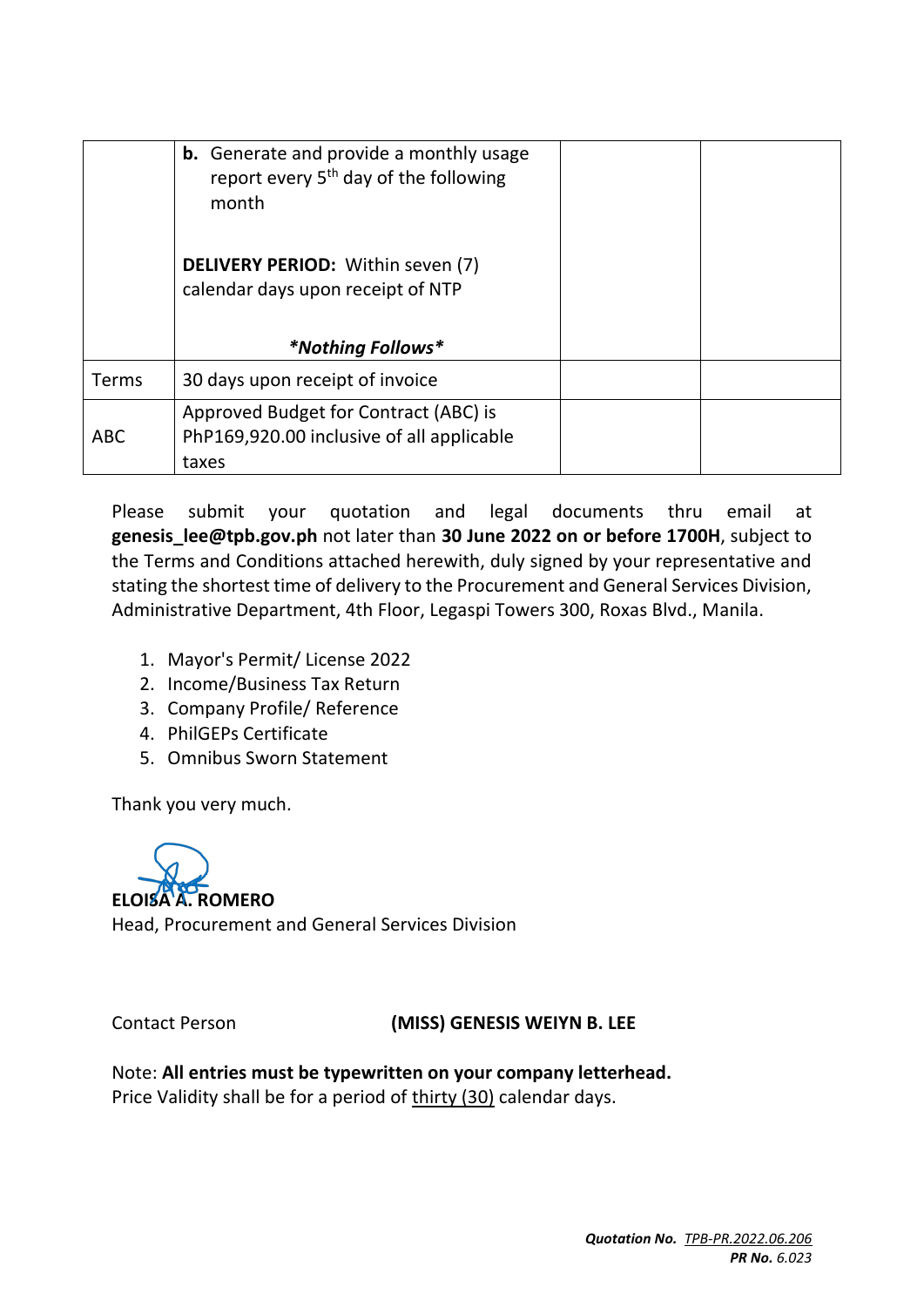| | | | |
|---|---|---|---|
| | **b.** Generate and provide a monthly usage report every 5th day of the following month<br><br>**DELIVERY PERIOD:** Within seven (7) calendar days upon receipt of NTP<br><br>***Nothing Follows*** | | |
| Terms | 30 days upon receipt of invoice | | |
| ABC | Approved Budget for Contract (ABC) is PhP169,920.00 inclusive of all applicable taxes | | |

Please submit your quotation and legal documents thru email at **genesis_lee@tpb.gov.ph** not later than **30 June 2022 on or before 1700H**, subject to the Terms and Conditions attached herewith, duly signed by your representative and stating the shortest time of delivery to the Procurement and General Services Division, Administrative Department, 4th Floor, Legaspi Towers 300, Roxas Blvd., Manila.

1. Mayor's Permit/ License 2022
2. Income/Business Tax Return
3. Company Profile/ Reference
4. PhilGEPs Certificate
5. Omnibus Sworn Statement

Thank you very much.

**ELOISA A. ROMERO**
Head, Procurement and General Services Division

Contact Person **(MISS) GENESIS WEIYN B. LEE**

Note: **All entries must be typewritten on your company letterhead.**
Price Validity shall be for a period of thirty (30) calendar days.

***Quotation No.*** *TPB-PR.2022.06.206*
***PR No.*** *6.023*